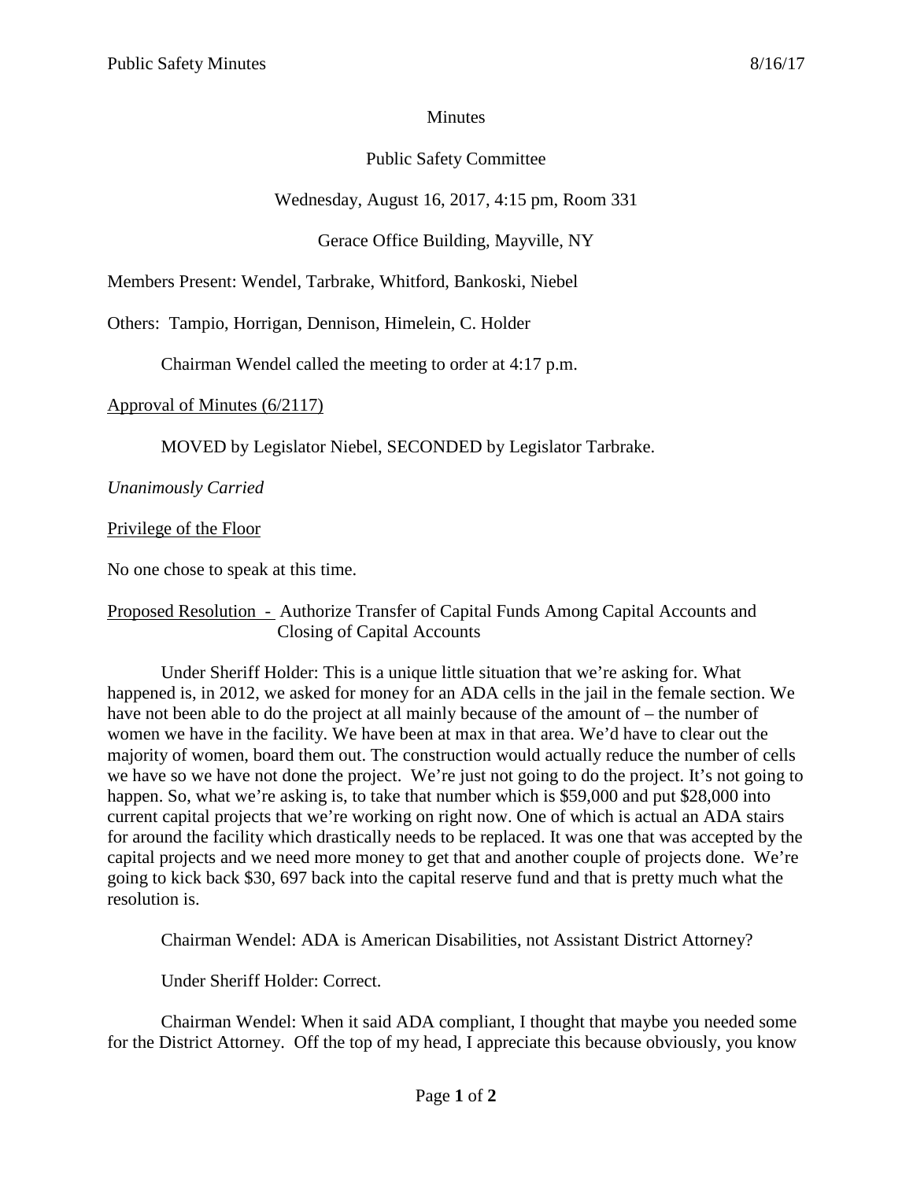Minutes

Public Safety Committee

Wednesday, August 16, 2017, 4:15 pm, Room 331

Gerace Office Building, Mayville, NY

Members Present: Wendel, Tarbrake, Whitford, Bankoski, Niebel

Others: Tampio, Horrigan, Dennison, Himelein, C. Holder

Chairman Wendel called the meeting to order at 4:17 p.m.

Approval of Minutes (6/2117)

MOVED by Legislator Niebel, SECONDED by Legislator Tarbrake.

*Unanimously Carried*

Privilege of the Floor

No one chose to speak at this time.

Proposed Resolution - Authorize Transfer of Capital Funds Among Capital Accounts and Closing of Capital Accounts

Under Sheriff Holder: This is a unique little situation that we're asking for. What happened is, in 2012, we asked for money for an ADA cells in the jail in the female section. We have not been able to do the project at all mainly because of the amount of – the number of women we have in the facility. We have been at max in that area. We'd have to clear out the majority of women, board them out. The construction would actually reduce the number of cells we have so we have not done the project. We're just not going to do the project. It's not going to happen. So, what we're asking is, to take that number which is $59,000 and put $28,000 into current capital projects that we're working on right now. One of which is actual an ADA stairs for around the facility which drastically needs to be replaced. It was one that was accepted by the capital projects and we need more money to get that and another couple of projects done. We're going to kick back $30, 697 back into the capital reserve fund and that is pretty much what the resolution is.

Chairman Wendel: ADA is American Disabilities, not Assistant District Attorney?

Under Sheriff Holder: Correct.

Chairman Wendel: When it said ADA compliant, I thought that maybe you needed some for the District Attorney. Off the top of my head, I appreciate this because obviously, you know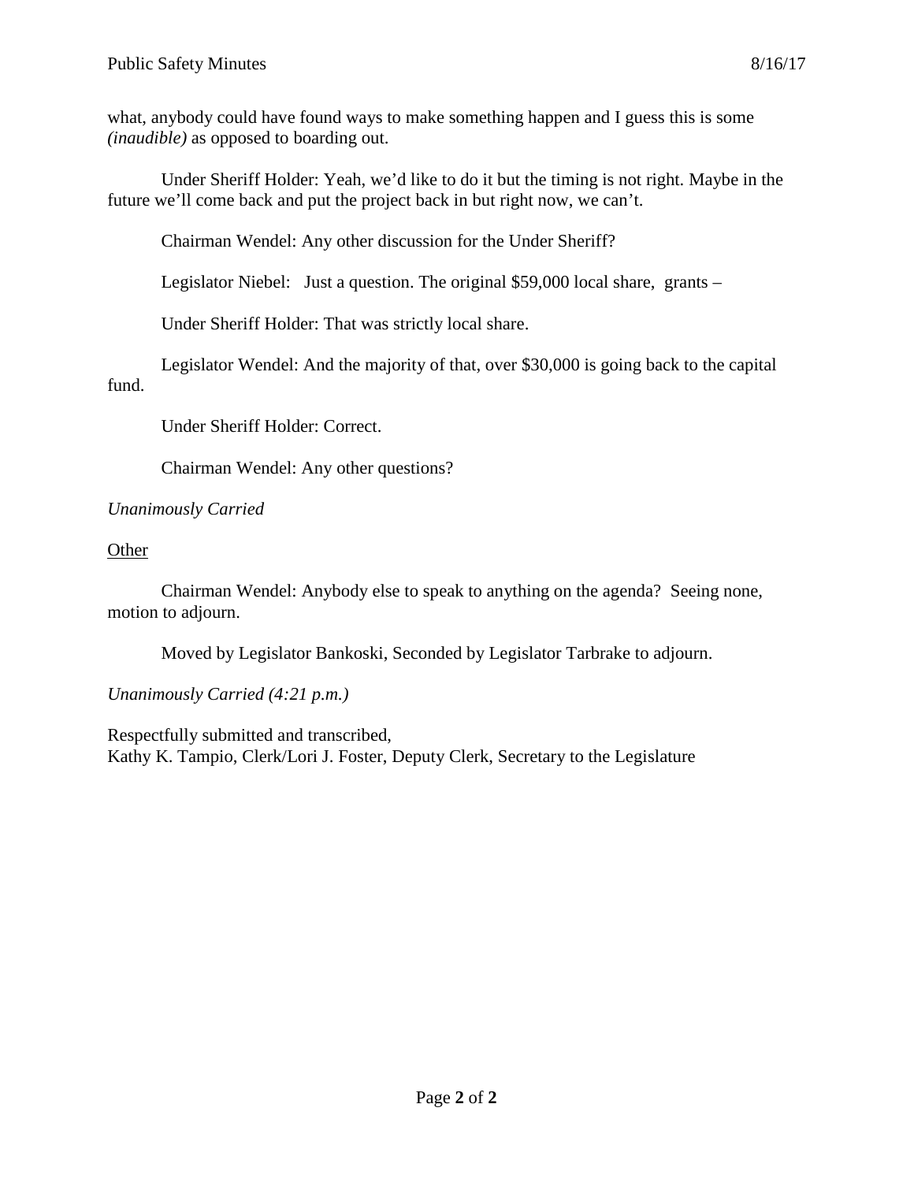what, anybody could have found ways to make something happen and I guess this is some *(inaudible)* as opposed to boarding out.

Under Sheriff Holder: Yeah, we'd like to do it but the timing is not right. Maybe in the future we'll come back and put the project back in but right now, we can't.

Chairman Wendel: Any other discussion for the Under Sheriff?

Legislator Niebel: Just a question. The original $59,000 local share, grants –

Under Sheriff Holder: That was strictly local share.

Legislator Wendel: And the majority of that, over $30,000 is going back to the capital fund.

Under Sheriff Holder: Correct.

Chairman Wendel: Any other questions?

*Unanimously Carried*

<u>Other</u>

Chairman Wendel: Anybody else to speak to anything on the agenda? Seeing none, motion to adjourn.

Moved by Legislator Bankoski, Seconded by Legislator Tarbrake to adjourn.

*Unanimously Carried (4:21 p.m.)*

Respectfully submitted and transcribed,
Kathy K. Tampio, Clerk/Lori J. Foster, Deputy Clerk, Secretary to the Legislature